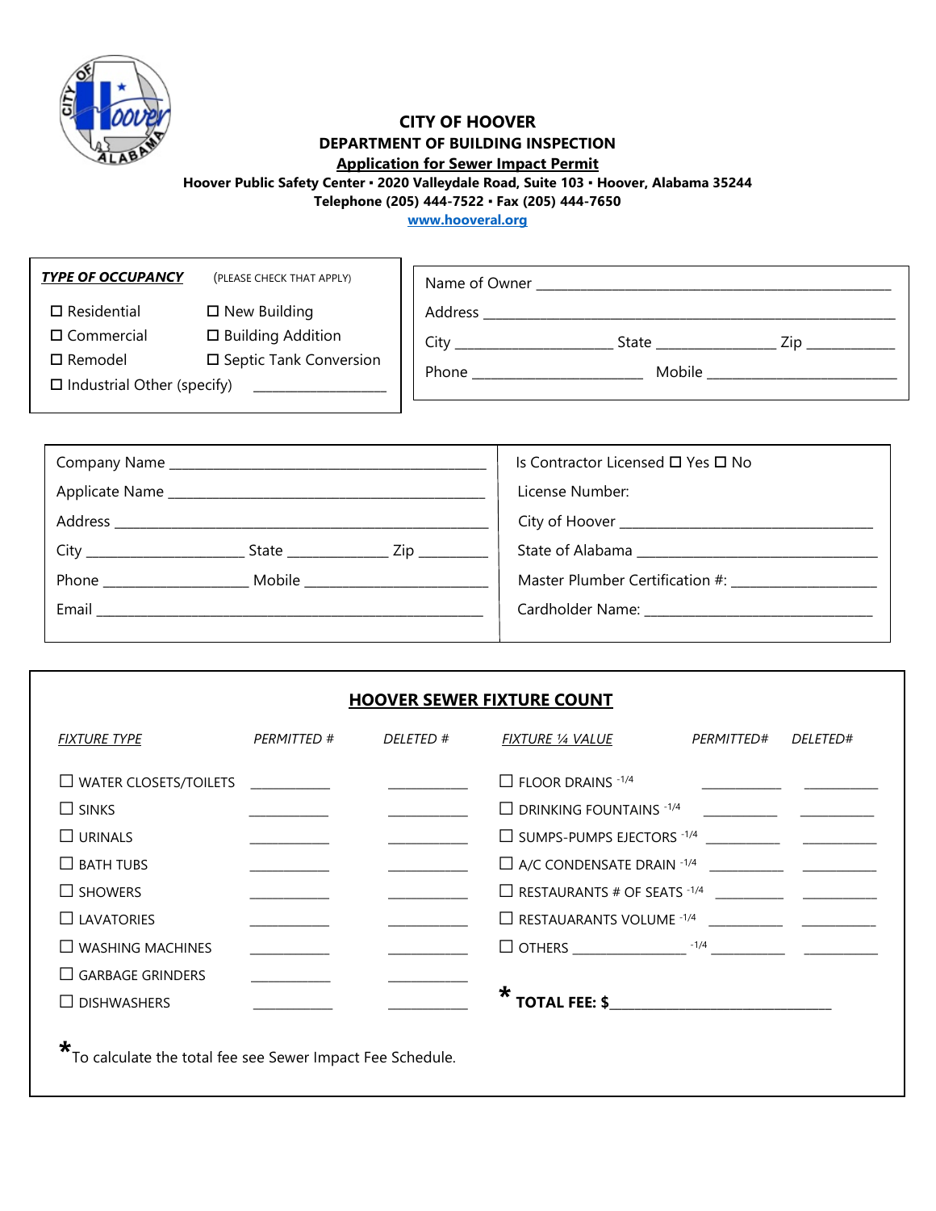# CITY OF HOOVER
## DEPARTMENT OF BUILDING INSPECTION
### Application for Sewer Impact Permit

**Hoover Public Safety Center ▪ 2020 Valleydale Road, Suite 103 ▪ Hoover, Alabama 35244**
**Telephone (205) 444-7522 ▪ Fax (205) 444-7650**
**www.hooveral.org**

***TYPE OF OCCUPANCY*** (PLEASE CHECK THAT APPLY)

☐ Residential ☐ New Building
☐ Commercial ☐ Building Addition
☐ Remodel ☐ Septic Tank Conversion
☐ Industrial Other (specify) ___________________

Name of Owner ______________________________________________
Address ___________________________________________________
City ____________________ State ________________ Zip ____________
Phone ________________________ Mobile __________________________

Company Name _____________________________________________
Applicate Name _____________________________________________
Address ___________________________________________________
City ______________________ State ______________ Zip __________
Phone ____________________ Mobile __________________________
Email _____________________________________________________

Is Contractor Licensed ☐ Yes ☐ No
License Number:
City of Hoover ____________________________________
State of Alabama ___________________________________
Master Plumber Certification #: ____________________
Cardholder Name: ________________________________

## HOOVER SEWER FIXTURE COUNT

| *FIXTURE TYPE* | *PERMITTED #* | *DELETED #* | *FIXTURE ¼ VALUE* | *PERMITTED#* | *DELETED#* |
|---|---|---|---|---|---|
| ☐ WATER CLOSETS/TOILETS | ________ | ________ | ☐ FLOOR DRAINS -1/4 | ________ | ________ |
| ☐ SINKS | ________ | ________ | ☐ DRINKING FOUNTAINS -1/4 | ________ | ________ |
| ☐ URINALS | ________ | ________ | ☐ SUMPS-PUMPS EJECTORS -1/4 | ________ | ________ |
| ☐ BATH TUBS | ________ | ________ | ☐ A/C CONDENSATE DRAIN -1/4 | ________ | ________ |
| ☐ SHOWERS | ________ | ________ | ☐ RESTAURANTS # OF SEATS -1/4 | ________ | ________ |
| ☐ LAVATORIES | ________ | ________ | ☐ RESTAUARANTS VOLUME -1/4 | ________ | ________ |
| ☐ WASHING MACHINES | ________ | ________ | ☐ OTHERS ____________ -1/4 | ________ | ________ |
| ☐ GARBAGE GRINDERS | ________ | ________ | | | |
| ☐ DISHWASHERS | ________ | ________ | * **TOTAL FEE: $**________________________ | | |

*To calculate the total fee see Sewer Impact Fee Schedule.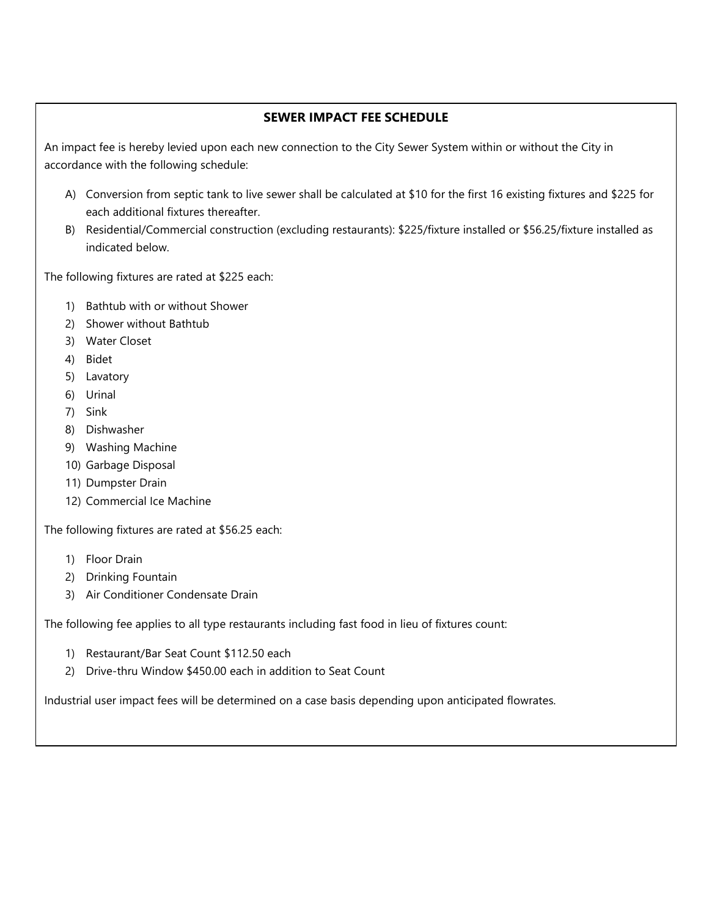## SEWER IMPACT FEE SCHEDULE

An impact fee is hereby levied upon each new connection to the City Sewer System within or without the City in accordance with the following schedule:

A) Conversion from septic tank to live sewer shall be calculated at $10 for the first 16 existing fixtures and $225 for each additional fixtures thereafter.

B) Residential/Commercial construction (excluding restaurants): $225/fixture installed or $56.25/fixture installed as indicated below.

The following fixtures are rated at $225 each:

1) Bathtub with or without Shower
2) Shower without Bathtub
3) Water Closet
4) Bidet
5) Lavatory
6) Urinal
7) Sink
8) Dishwasher
9) Washing Machine
10) Garbage Disposal
11) Dumpster Drain
12) Commercial Ice Machine

The following fixtures are rated at $56.25 each:

1) Floor Drain
2) Drinking Fountain
3) Air Conditioner Condensate Drain

The following fee applies to all type restaurants including fast food in lieu of fixtures count:

1) Restaurant/Bar Seat Count $112.50 each
2) Drive-thru Window $450.00 each in addition to Seat Count

Industrial user impact fees will be determined on a case basis depending upon anticipated flowrates.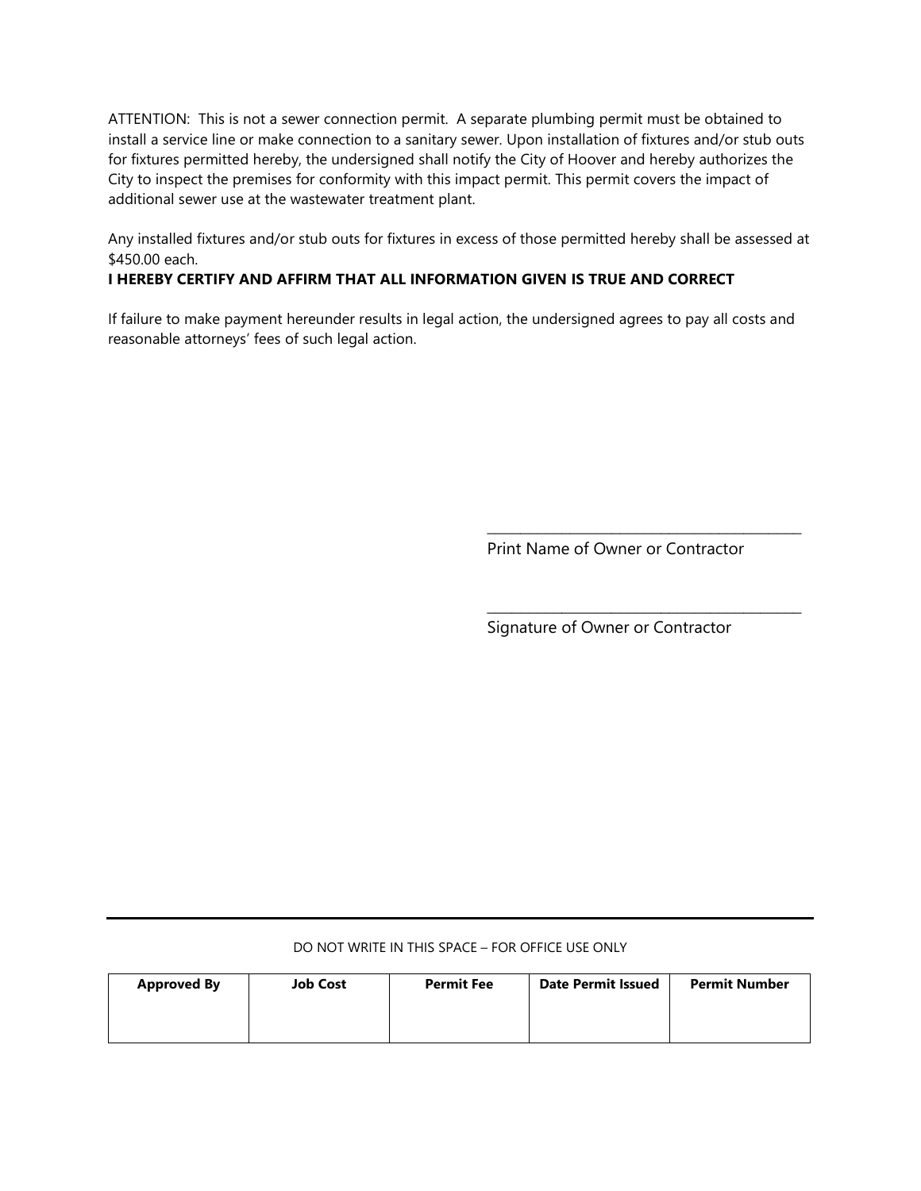ATTENTION: This is not a sewer connection permit. A separate plumbing permit must be obtained to install a service line or make connection to a sanitary sewer. Upon installation of fixtures and/or stub outs for fixtures permitted hereby, the undersigned shall notify the City of Hoover and hereby authorizes the City to inspect the premises for conformity with this impact permit. This permit covers the impact of additional sewer use at the wastewater treatment plant.

Any installed fixtures and/or stub outs for fixtures in excess of those permitted hereby shall be assessed at $450.00 each.

**I HEREBY CERTIFY AND AFFIRM THAT ALL INFORMATION GIVEN IS TRUE AND CORRECT**

If failure to make payment hereunder results in legal action, the undersigned agrees to pay all costs and reasonable attorneys' fees of such legal action.

\_\_\_\_\_\_\_\_\_\_\_\_\_\_\_\_\_\_\_\_\_\_\_\_\_\_\_\_\_\_\_\_\_\_\_\_\_\_\_\_
Print Name of Owner or Contractor

\_\_\_\_\_\_\_\_\_\_\_\_\_\_\_\_\_\_\_\_\_\_\_\_\_\_\_\_\_\_\_\_\_\_\_\_\_\_\_\_
Signature of Owner or Contractor

DO NOT WRITE IN THIS SPACE – FOR OFFICE USE ONLY

| Approved By | Job Cost | Permit Fee | Date Permit Issued | Permit Number |
|---|---|---|---|---|
| | | | | |